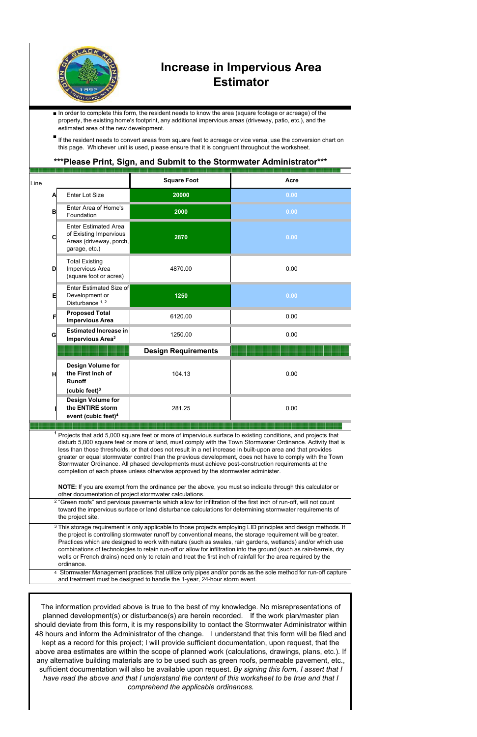# Increase in Impervious Area Estimator

- In order to complete this form, the resident needs to know the area (square footage or acreage) of the property, the existing home's footprint, any additional impervious areas (driveway, patio, etc.), and the estimated area of the new development.
- If the resident needs to convert areas from square feet to acreage or vice versa, use the conversion chart on this page. Whichever unit is used, please ensure that it is congruent throughout the worksheet.

## ***Please Print, Sign, and Submit to the Stormwater Administrator***

| Line | | Square Foot | Acre |
|---|---|---|---|
| A | Enter Lot Size | 20000 | 0.00 |
| B | Enter Area of Home's Foundation | 2000 | 0.00 |
| C | Enter Estimated Area of Existing Impervious Areas (driveway, porch, garage, etc.) | 2870 | 0.00 |
| D | Total Existing Impervious Area (square foot or acres) | 4870.00 | 0.00 |
| E | Enter Estimated Size of Development or Disturbance [1, 2] | 1250 | 0.00 |
| F | **Proposed Total Impervious Area** | 6120.00 | 0.00 |
| G | **Estimated Increase in Impervious Area**[2] | 1250.00 | 0.00 |
| | | **Design Requirements** | |
| H | **Design Volume for the First Inch of Runoff (cubic feet)**[3] | 104.13 | 0.00 |
| I | **Design Volume for the ENTIRE storm event (cubic feet)**[4] | 281.25 | 0.00 |

[1] Projects that add 5,000 square feet or more of impervious surface to existing conditions, and projects that disturb 5,000 square feet or more of land, must comply with the Town Stormwater Ordinance. Activity that is less than those thresholds, or that does not result in a net increase in built-upon area and that provides greater or equal stormwater control than the previous development, does not have to comply with the Town Stormwater Ordinance. All phased developments must achieve post-construction requirements at the completion of each phase unless otherwise approved by the stormwater administer.

**NOTE:** If you are exempt from the ordinance per the above, you must so indicate through this calculator or other documentation of project stormwater calculations.

[2] "Green roofs" and pervious pavements which allow for infiltration of the first inch of run-off, will not count toward the impervious surface or land disturbance calculations for determining stormwater requirements of the project site.

[3] This storage requirement is only applicable to those projects employing LID principles and design methods. If the project is controlling stormwater runoff by conventional means, the storage requirement will be greater. Practices which are designed to work with nature (such as swales, rain gardens, wetlands) and/or which use combinations of technologies to retain run-off or allow for infiltration into the ground (such as rain-barrels, dry wells or French drains) need only to retain and treat the first inch of rainfall for the area required by the ordinance.

[4] Stormwater Management practices that utilize only pipes and/or ponds as the sole method for run-off capture and treatment must be designed to handle the 1-year, 24-hour storm event.

The information provided above is true to the best of my knowledge. No misrepresentations of planned development(s) or disturbance(s) are herein recorded. If the work plan/master plan should deviate from this form, it is my responsibility to contact the Stormwater Administrator within 48 hours and inform the Administrator of the change. I understand that this form will be filed and kept as a record for this project; I will provide sufficient documentation, upon request, that the above area estimates are within the scope of planned work (calculations, drawings, plans, etc.). If any alternative building materials are to be used such as green roofs, permeable pavement, etc., sufficient documentation will also be available upon request. *By signing this form, I assert that I have read the above and that I understand the content of this worksheet to be true and that I comprehend the applicable ordinances.*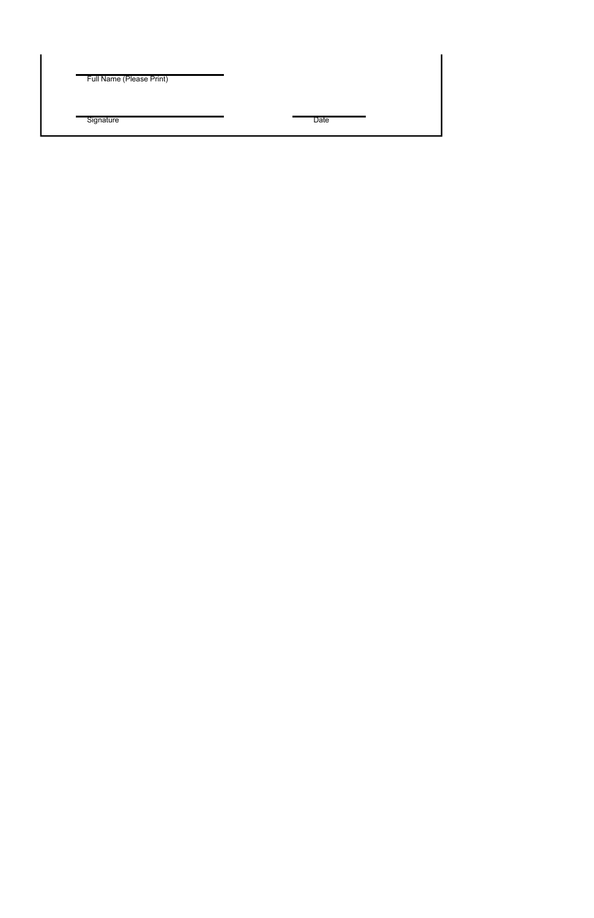_______________________________
Full Name (Please Print)

_______________________________ _______________
Signature Date